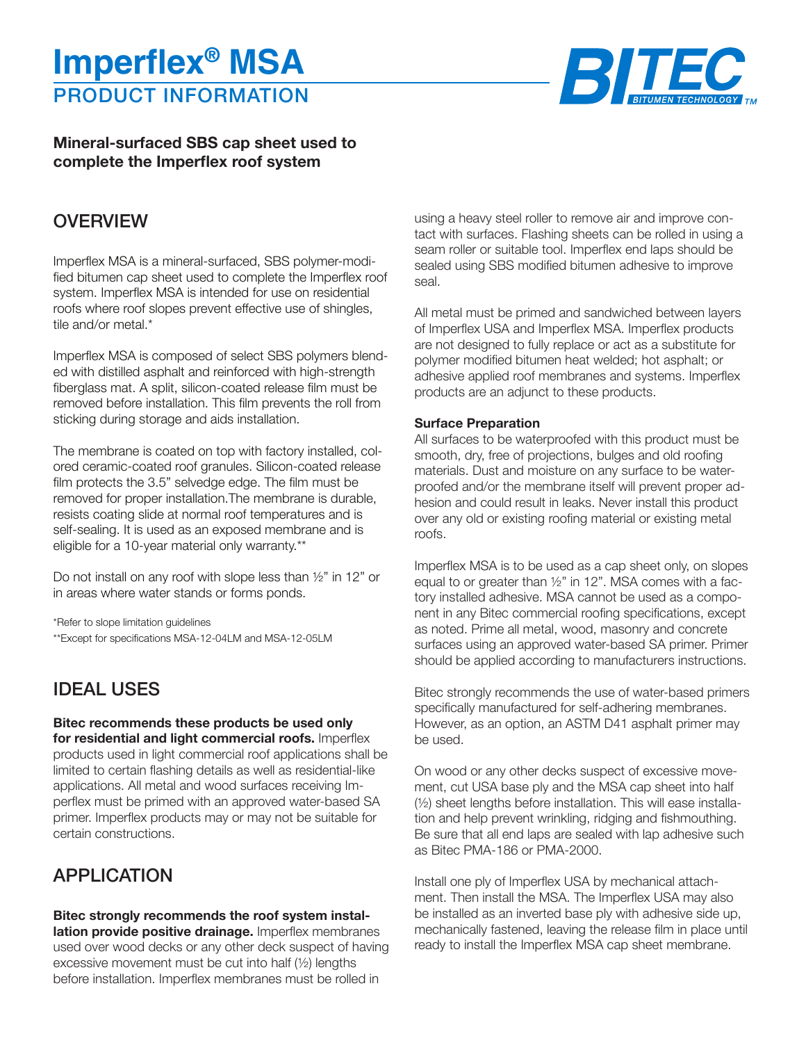# Imperflex® MSA

## PRODUCT INFORMATION

**Mineral-surfaced SBS cap sheet used to complete the Imperflex roof system**

## OVERVIEW

Imperflex MSA is a mineral-surfaced, SBS polymer-modified bitumen cap sheet used to complete the Imperflex roof system. Imperflex MSA is intended for use on residential roofs where roof slopes prevent effective use of shingles, tile and/or metal.*

Imperflex MSA is composed of select SBS polymers blended with distilled asphalt and reinforced with high-strength fiberglass mat. A split, silicon-coated release film must be removed before installation. This film prevents the roll from sticking during storage and aids installation.

The membrane is coated on top with factory installed, colored ceramic-coated roof granules. Silicon-coated release film protects the 3.5" selvedge edge. The film must be removed for proper installation.The membrane is durable, resists coating slide at normal roof temperatures and is self-sealing. It is used as an exposed membrane and is eligible for a 10-year material only warranty.**

Do not install on any roof with slope less than ½" in 12" or in areas where water stands or forms ponds.

*Refer to slope limitation guidelines

**Except for specifications MSA-12-04LM and MSA-12-05LM

## IDEAL USES

**Bitec recommends these products be used only for residential and light commercial roofs.** Imperflex products used in light commercial roof applications shall be limited to certain flashing details as well as residential-like applications. All metal and wood surfaces receiving Imperflex must be primed with an approved water-based SA primer. Imperflex products may or may not be suitable for certain constructions.

## APPLICATION

**Bitec strongly recommends the roof system installation provide positive drainage.** Imperflex membranes used over wood decks or any other deck suspect of having excessive movement must be cut into half (½) lengths before installation. Imperflex membranes must be rolled in using a heavy steel roller to remove air and improve contact with surfaces. Flashing sheets can be rolled in using a seam roller or suitable tool. Imperflex end laps should be sealed using SBS modified bitumen adhesive to improve seal.

All metal must be primed and sandwiched between layers of Imperflex USA and Imperflex MSA. Imperflex products are not designed to fully replace or act as a substitute for polymer modified bitumen heat welded; hot asphalt; or adhesive applied roof membranes and systems. Imperflex products are an adjunct to these products.

### Surface Preparation

All surfaces to be waterproofed with this product must be smooth, dry, free of projections, bulges and old roofing materials. Dust and moisture on any surface to be waterproofed and/or the membrane itself will prevent proper adhesion and could result in leaks. Never install this product over any old or existing roofing material or existing metal roofs.

Imperflex MSA is to be used as a cap sheet only, on slopes equal to or greater than ½" in 12". MSA comes with a factory installed adhesive. MSA cannot be used as a component in any Bitec commercial roofing specifications, except as noted. Prime all metal, wood, masonry and concrete surfaces using an approved water-based SA primer. Primer should be applied according to manufacturers instructions.

Bitec strongly recommends the use of water-based primers specifically manufactured for self-adhering membranes. However, as an option, an ASTM D41 asphalt primer may be used.

On wood or any other decks suspect of excessive movement, cut USA base ply and the MSA cap sheet into half (½) sheet lengths before installation. This will ease installation and help prevent wrinkling, ridging and fishmouthing. Be sure that all end laps are sealed with lap adhesive such as Bitec PMA-186 or PMA-2000.

Install one ply of Imperflex USA by mechanical attachment. Then install the MSA. The Imperflex USA may also be installed as an inverted base ply with adhesive side up, mechanically fastened, leaving the release film in place until ready to install the Imperflex MSA cap sheet membrane.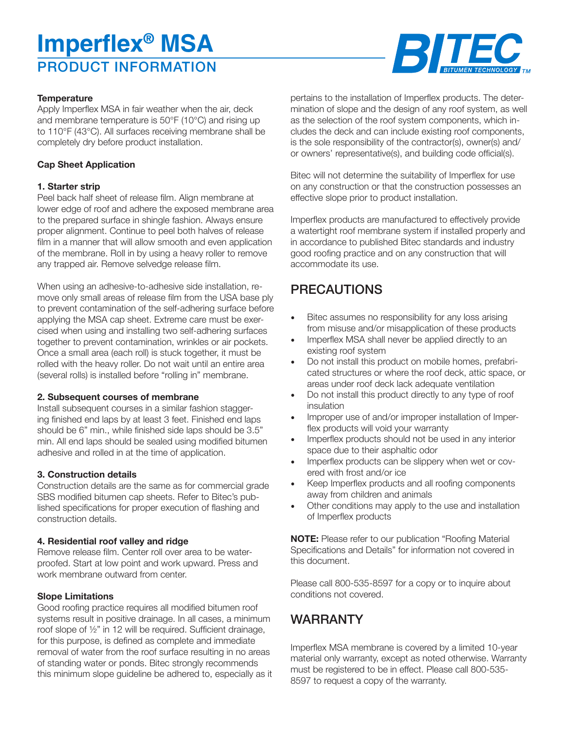# Imperflex® MSA

## PRODUCT INFORMATION

**Temperature**

Apply Imperflex MSA in fair weather when the air, deck and membrane temperature is 50°F (10°C) and rising up to 110°F (43°C). All surfaces receiving membrane shall be completely dry before product installation.

**Cap Sheet Application**

**1. Starter strip**

Peel back half sheet of release film. Align membrane at lower edge of roof and adhere the exposed membrane area to the prepared surface in shingle fashion. Always ensure proper alignment. Continue to peel both halves of release film in a manner that will allow smooth and even application of the membrane. Roll in by using a heavy roller to remove any trapped air. Remove selvedge release film.

When using an adhesive-to-adhesive side installation, remove only small areas of release film from the USA base ply to prevent contamination of the self-adhering surface before applying the MSA cap sheet. Extreme care must be exercised when using and installing two self-adhering surfaces together to prevent contamination, wrinkles or air pockets. Once a small area (each roll) is stuck together, it must be rolled with the heavy roller. Do not wait until an entire area (several rolls) is installed before "rolling in" membrane.

**2. Subsequent courses of membrane**

Install subsequent courses in a similar fashion staggering finished end laps by at least 3 feet. Finished end laps should be 6" min., while finished side laps should be 3.5" min. All end laps should be sealed using modified bitumen adhesive and rolled in at the time of application.

**3. Construction details**

Construction details are the same as for commercial grade SBS modified bitumen cap sheets. Refer to Bitec's published specifications for proper execution of flashing and construction details.

**4. Residential roof valley and ridge**

Remove release film. Center roll over area to be waterproofed. Start at low point and work upward. Press and work membrane outward from center.

**Slope Limitations**

Good roofing practice requires all modified bitumen roof systems result in positive drainage. In all cases, a minimum roof slope of ½" in 12 will be required. Sufficient drainage, for this purpose, is defined as complete and immediate removal of water from the roof surface resulting in no areas of standing water or ponds. Bitec strongly recommends this minimum slope guideline be adhered to, especially as it pertains to the installation of Imperflex products. The determination of slope and the design of any roof system, as well as the selection of the roof system components, which includes the deck and can include existing roof components, is the sole responsibility of the contractor(s), owner(s) and/or owners' representative(s), and building code official(s).

Bitec will not determine the suitability of Imperflex for use on any construction or that the construction possesses an effective slope prior to product installation.

Imperflex products are manufactured to effectively provide a watertight roof membrane system if installed properly and in accordance to published Bitec standards and industry good roofing practice and on any construction that will accommodate its use.

## PRECAUTIONS

- Bitec assumes no responsibility for any loss arising from misuse and/or misapplication of these products
- Imperflex MSA shall never be applied directly to an existing roof system
- Do not install this product on mobile homes, prefabricated structures or where the roof deck, attic space, or areas under roof deck lack adequate ventilation
- Do not install this product directly to any type of roof insulation
- Improper use of and/or improper installation of Imperflex products will void your warranty
- Imperflex products should not be used in any interior space due to their asphaltic odor
- Imperflex products can be slippery when wet or covered with frost and/or ice
- Keep Imperflex products and all roofing components away from children and animals
- Other conditions may apply to the use and installation of Imperflex products

**NOTE:** Please refer to our publication "Roofing Material Specifications and Details" for information not covered in this document.

Please call 800-535-8597 for a copy or to inquire about conditions not covered.

## WARRANTY

Imperflex MSA membrane is covered by a limited 10-year material only warranty, except as noted otherwise. Warranty must be registered to be in effect. Please call 800-535-8597 to request a copy of the warranty.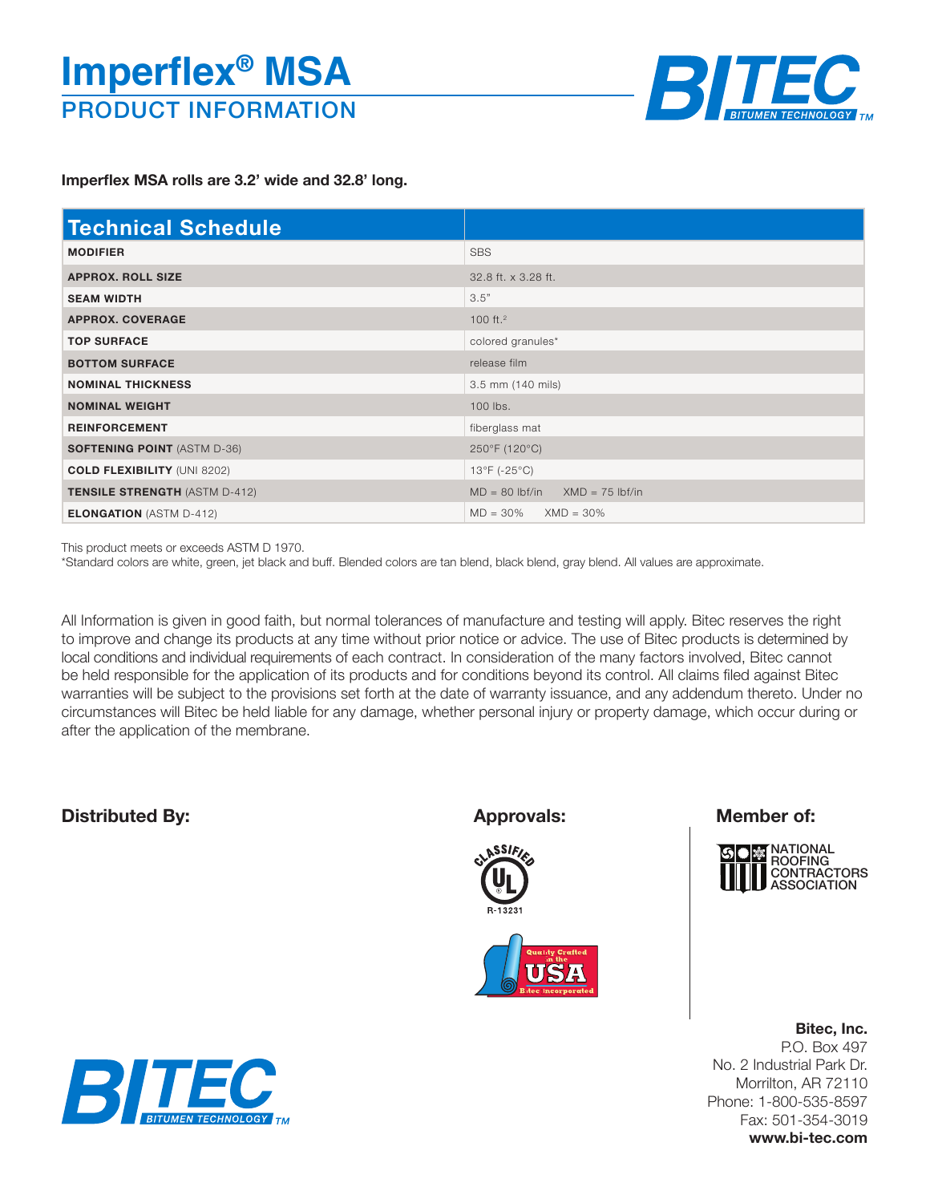# Imperflex® MSA

## PRODUCT INFORMATION

**Imperflex MSA rolls are 3.2' wide and 32.8' long.**

| Technical Schedule | |
|---|---|
| **MODIFIER** | SBS |
| **APPROX. ROLL SIZE** | 32.8 ft. x 3.28 ft. |
| **SEAM WIDTH** | 3.5" |
| **APPROX. COVERAGE** | 100 ft.² |
| **TOP SURFACE** | colored granules* |
| **BOTTOM SURFACE** | release film |
| **NOMINAL THICKNESS** | 3.5 mm (140 mils) |
| **NOMINAL WEIGHT** | 100 lbs. |
| **REINFORCEMENT** | fiberglass mat |
| **SOFTENING POINT** (ASTM D-36) | 250°F (120°C) |
| **COLD FLEXIBILITY** (UNI 8202) | 13°F (-25°C) |
| **TENSILE STRENGTH** (ASTM D-412) | MD = 80 lbf/in XMD = 75 lbf/in |
| **ELONGATION** (ASTM D-412) | MD = 30% XMD = 30% |

This product meets or exceeds ASTM D 1970.
*Standard colors are white, green, jet black and buff. Blended colors are tan blend, black blend, gray blend. All values are approximate.

All Information is given in good faith, but normal tolerances of manufacture and testing will apply. Bitec reserves the right to improve and change its products at any time without prior notice or advice. The use of Bitec products is determined by local conditions and individual requirements of each contract. In consideration of the many factors involved, Bitec cannot be held responsible for the application of its products and for conditions beyond its control. All claims filed against Bitec warranties will be subject to the provisions set forth at the date of warranty issuance, and any addendum thereto. Under no circumstances will Bitec be held liable for any damage, whether personal injury or property damage, which occur during or after the application of the membrane.

**Distributed By:**

**Approvals:**

CLASSIFIED UL R-13231

Quality Crafted in the USA Bitec Incorporated

**Member of:**

NATIONAL ROOFING CONTRACTORS ASSOCIATION

**Bitec, Inc.**
P.O. Box 497
No. 2 Industrial Park Dr.
Morrilton, AR 72110
Phone: 1-800-535-8597
Fax: 501-354-3019
**www.bi-tec.com**